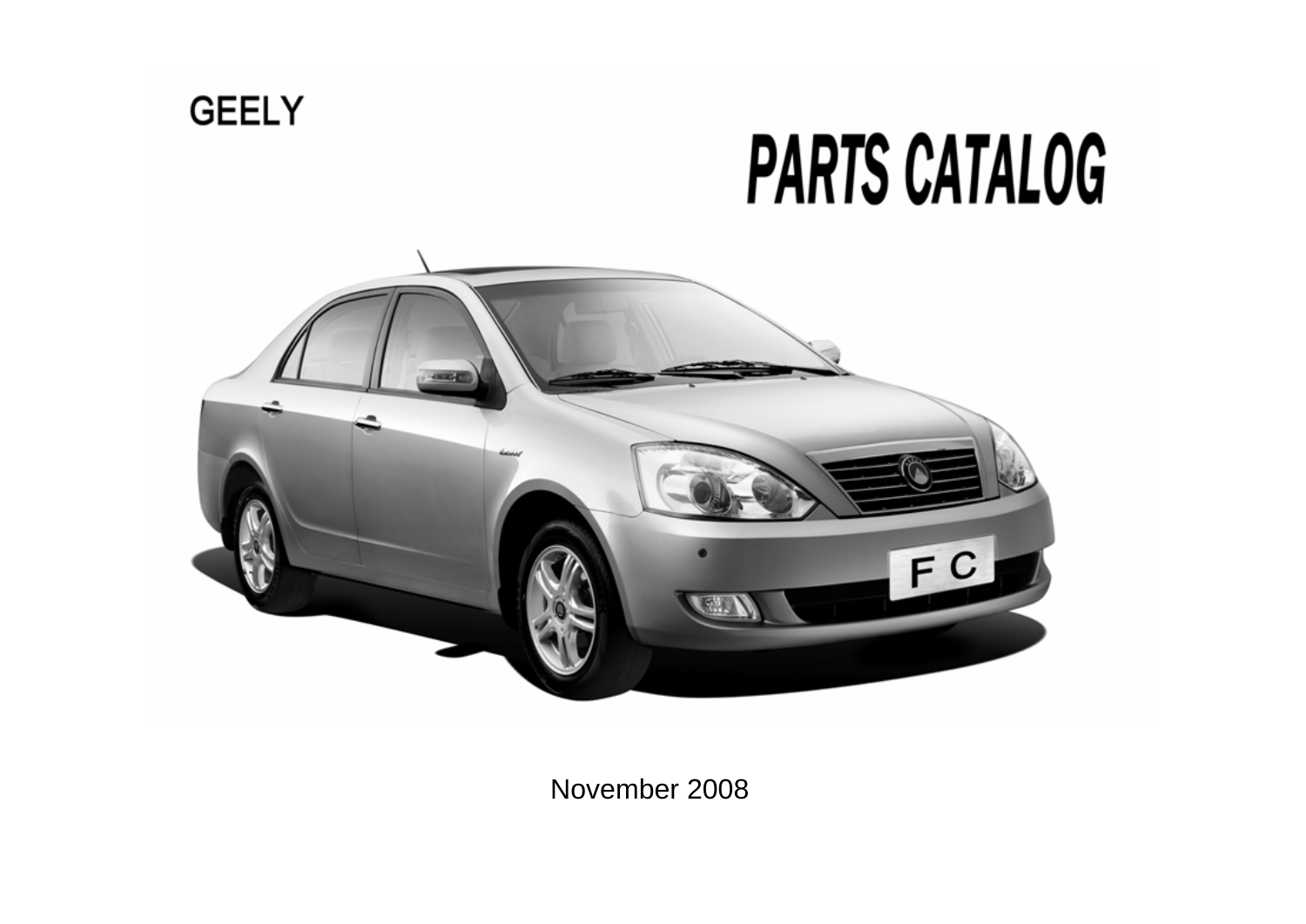GEELY

# PARTS CATALOG

November 2008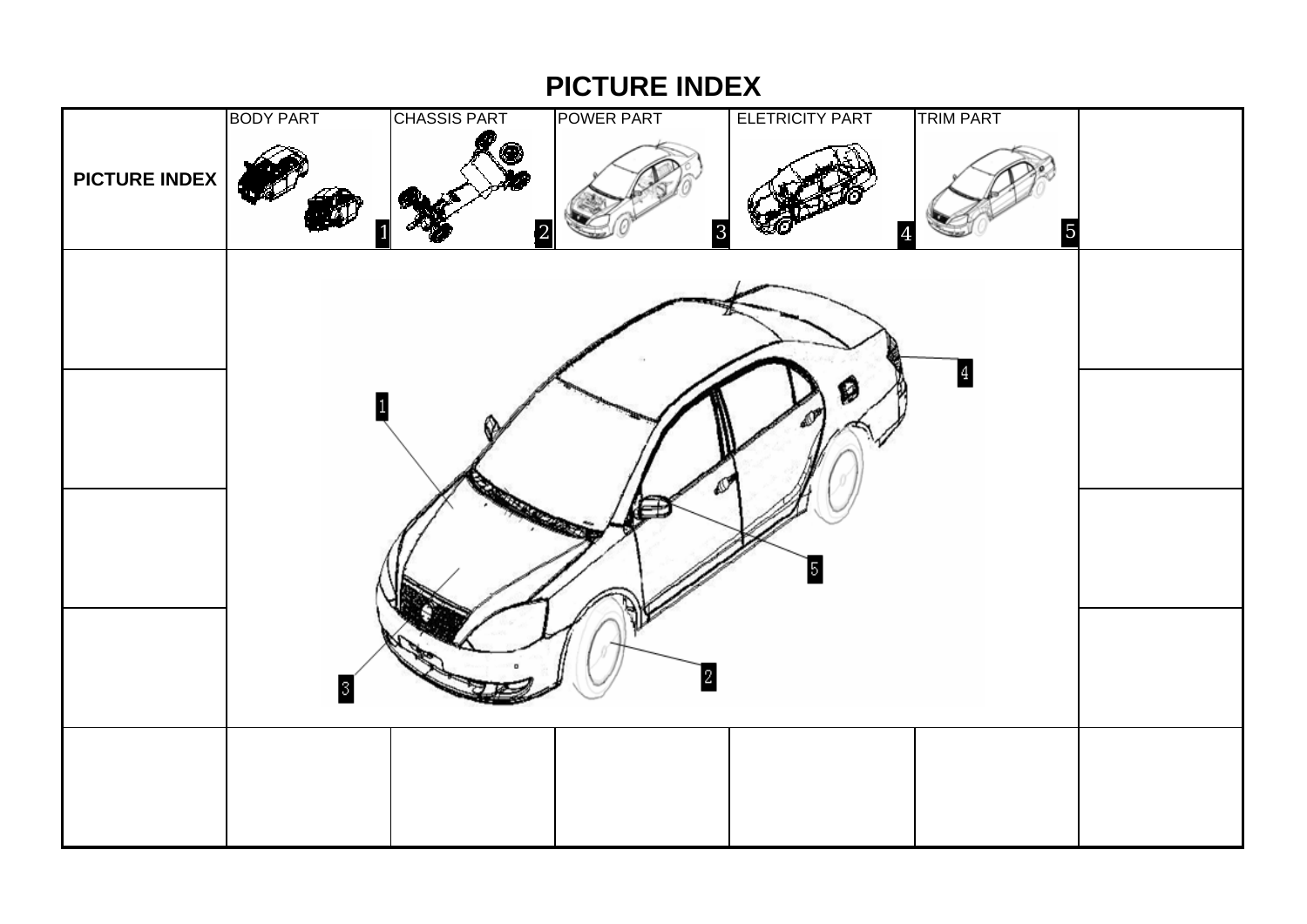# PICTURE INDEX

| PICTURE INDEX | BODY PART 1 | CHASSIS PART 2 | POWER PART 3 | ELETRICITY PART 4 | TRIM PART 5 | |
|---|---|---|---|---|---|---|

1

2

3

4

5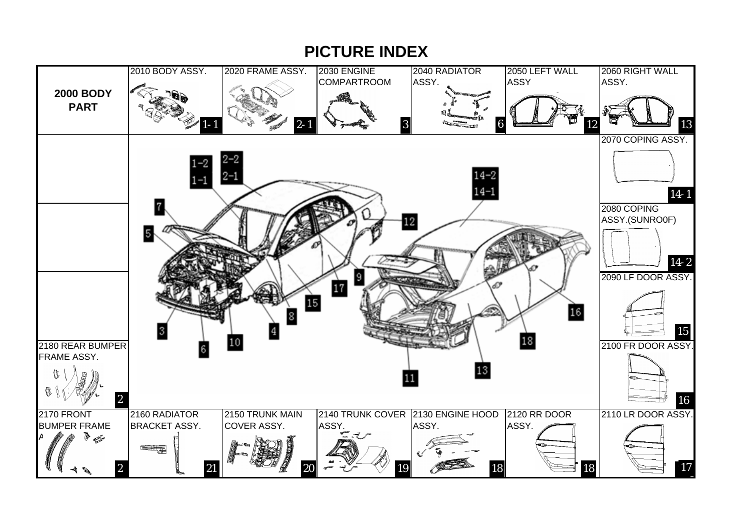# PICTURE INDEX

| 2000 BODY PART | 2010 BODY ASSY. 1-1 | 2020 FRAME ASSY. 2-1 | 2030 ENGINE COMPARTROOM 3 | 2040 RADIATOR ASSY. 6 | 2050 LEFT WALL ASSY 12 | 2060 RIGHT WALL ASSY. 13 |
|---|---|---|---|---|---|---|
| | | | | | | 2070 COPING ASSY. 14-1 |
| | | | | | | 2080 COPING ASSY.(SUNRO0F) 14-2 |
| | | | | | | 2090 LF DOOR ASSY. 15 |
| 2180 REAR BUMPER FRAME ASSY. 2 | | | | | | 2100 FR DOOR ASSY. 16 |
| 2170 FRONT BUMPER FRAME A 2 | 2160 RADIATOR BRACKET ASSY. 21 | 2150 TRUNK MAIN COVER ASSY. 20 | 2140 TRUNK COVER ASSY. 19 | 2130 ENGINE HOOD ASSY. 18 | 2120 RR DOOR ASSY. 18 | 2110 LR DOOR ASSY. 17 |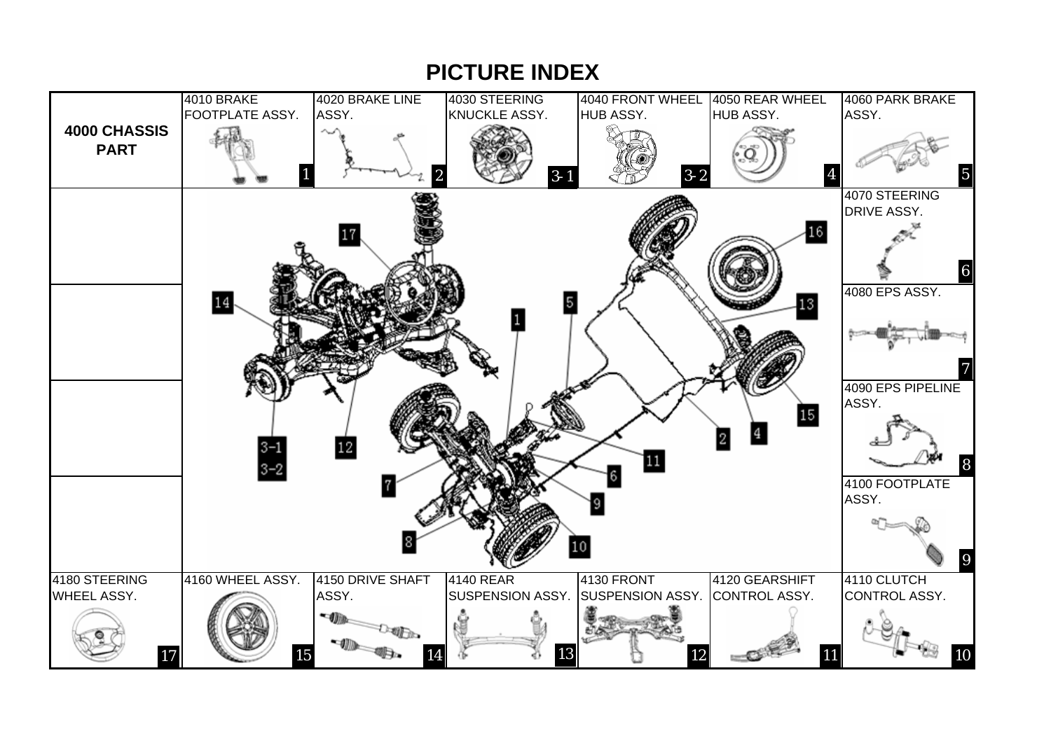# PICTURE INDEX

## 4000 CHASSIS PART

| No. | Assembly |
|---|---|
| 1 | 4010 BRAKE FOOTPLATE ASSY. |
| 2 | 4020 BRAKE LINE ASSY. |
| 3-1 | 4030 STEERING KNUCKLE ASSY. |
| 3-2 | 4040 FRONT WHEEL HUB ASSY. |
| 4 | 4050 REAR WHEEL HUB ASSY. |
| 5 | 4060 PARK BRAKE ASSY. |
| 6 | 4070 STEERING DRIVE ASSY. |
| 7 | 4080 EPS ASSY. |
| 8 | 4090 EPS PIPELINE ASSY. |
| 9 | 4100 FOOTPLATE ASSY. |
| 10 | 4110 CLUTCH CONTROL ASSY. |
| 11 | 4120 GEARSHIFT CONTROL ASSY. |
| 12 | 4130 FRONT SUSPENSION ASSY. |
| 13 | 4140 REAR SUSPENSION ASSY. |
| 14 | 4150 DRIVE SHAFT ASSY. |
| 15 | 4160 WHEEL ASSY. |
| 17 | 4180 STEERING WHEEL ASSY. |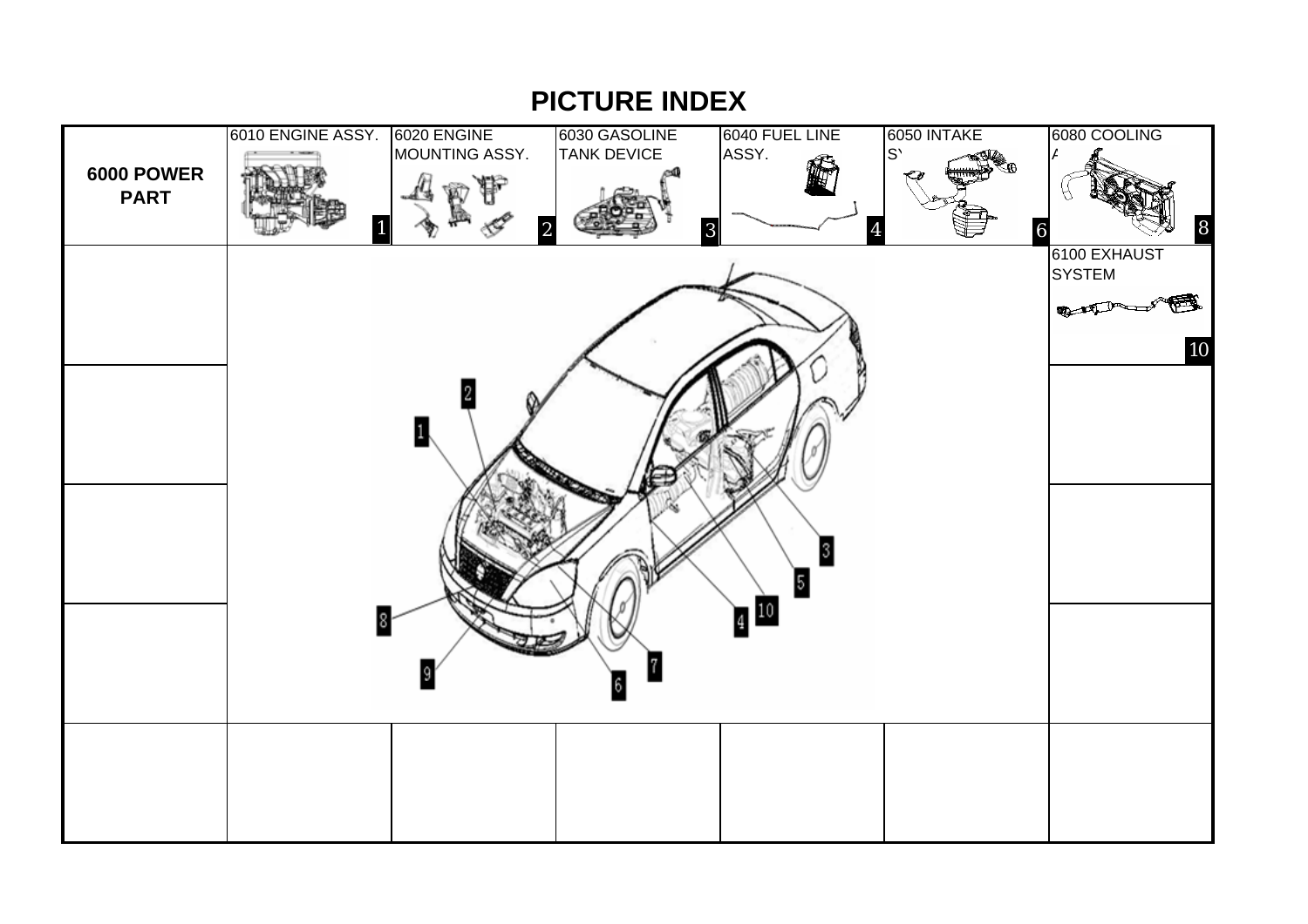# PICTURE INDEX

| 6000 POWER PART | 6010 ENGINE ASSY. 1 | 6020 ENGINE MOUNTING ASSY. 2 | 6030 GASOLINE TANK DEVICE 3 | 6040 FUEL LINE ASSY. 4 | 6050 INTAKE S 6 | 6080 COOLING 8 |
|---|---|---|---|---|---|---|
| | | | | | | 6100 EXHAUST SYSTEM 10 |
| | | | | | | |
| | | | | | | |
| | | | | | | |
| | | | | | | |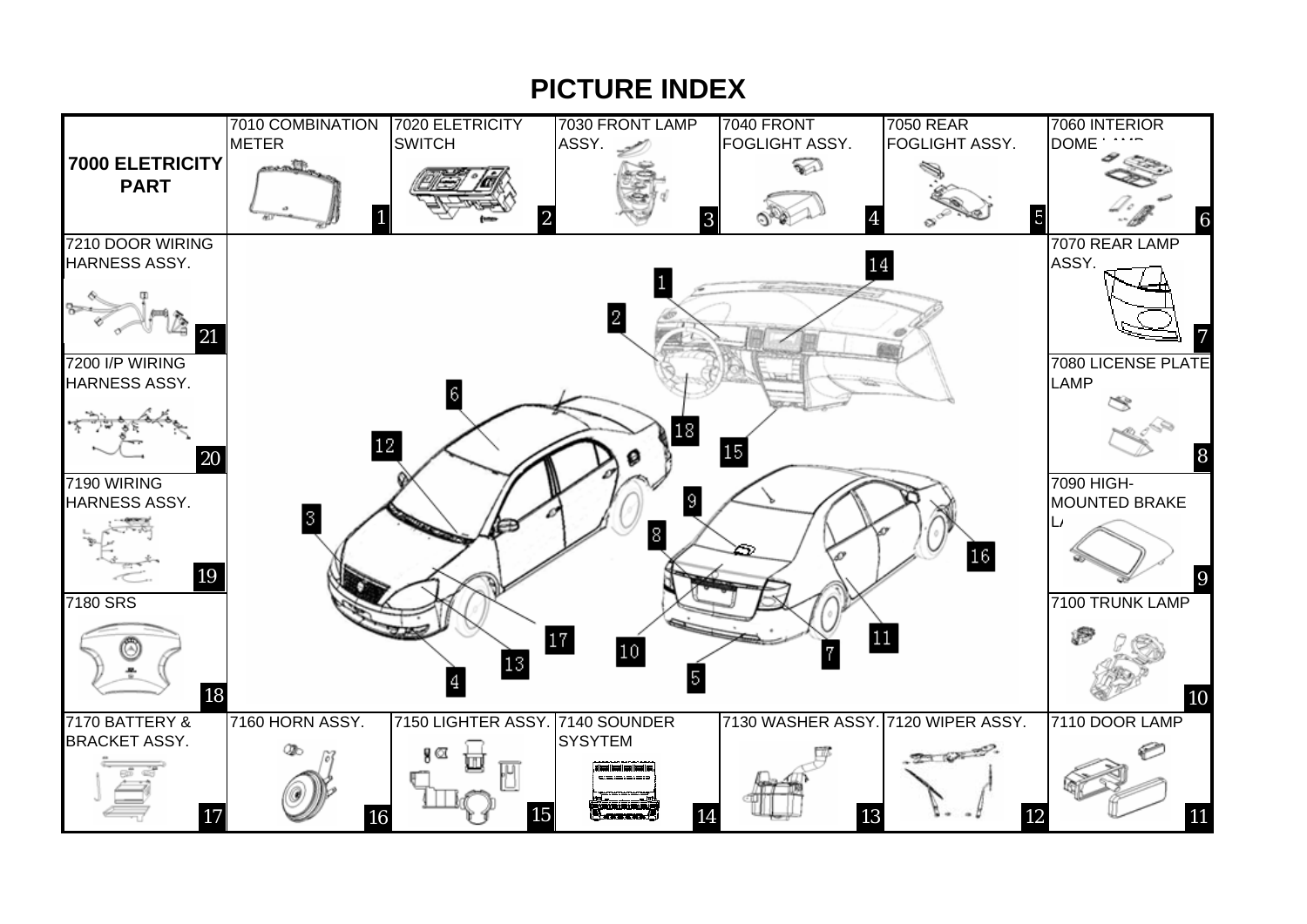# PICTURE INDEX

**7000 ELETRICITY PART**

| No. | Part |
| --- | --- |
| 1 | 7010 COMBINATION METER |
| 2 | 7020 ELETRICITY SWITCH |
| 3 | 7030 FRONT LAMP ASSY. |
| 4 | 7040 FRONT FOGLIGHT ASSY. |
| 5 | 7050 REAR FOGLIGHT ASSY. |
| 6 | 7060 INTERIOR DOME LAMP |
| 7 | 7070 REAR LAMP ASSY. |
| 8 | 7080 LICENSE PLATE LAMP |
| 9 | 7090 HIGH-MOUNTED BRAKE LAMP |
| 10 | 7100 TRUNK LAMP |
| 11 | 7110 DOOR LAMP |
| 12 | 7120 WIPER ASSY. |
| 13 | 7130 WASHER ASSY. |
| 14 | 7140 SOUNDER SYSYTEM |
| 15 | 7150 LIGHTER ASSY. |
| 16 | 7160 HORN ASSY. |
| 17 | 7170 BATTERY & BRACKET ASSY. |
| 18 | 7180 SRS |
| 19 | 7190 WIRING HARNESS ASSY. |
| 20 | 7200 I/P WIRING HARNESS ASSY. |
| 21 | 7210 DOOR WIRING HARNESS ASSY. |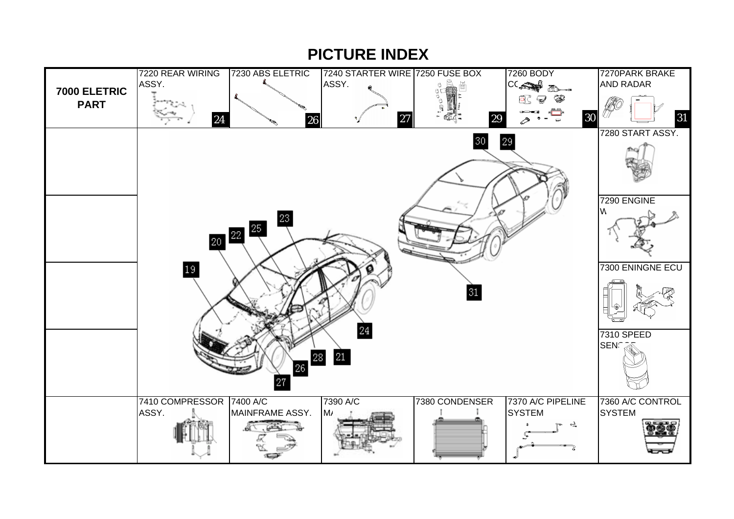# PICTURE INDEX

| 7000 ELETRIC PART | 7220 REAR WIRING ASSY. 24 | 7230 ABS ELETRIC 26 | 7240 STARTER WIRE ASSY. 27 | 7250 FUSE BOX 29 | 7260 BODY CC 30 | 7270PARK BRAKE AND RADAR 31 |
|---|---|---|---|---|---|---|
| | | | | | | 7280 START ASSY. |
| | | | | | | 7290 ENGINE W |
| | | | | | | 7300 ENINGNE ECU |
| | | | | | | 7310 SPEED SEN |
| | 7410 COMPRESSOR ASSY. | 7400 A/C MAINFRAME ASSY. | 7390 A/C M | 7380 CONDENSER | 7370 A/C PIPELINE SYSTEM | 7360 A/C CONTROL SYSTEM |

19 20 22 25 23 24 21 28 26 27 30 29 31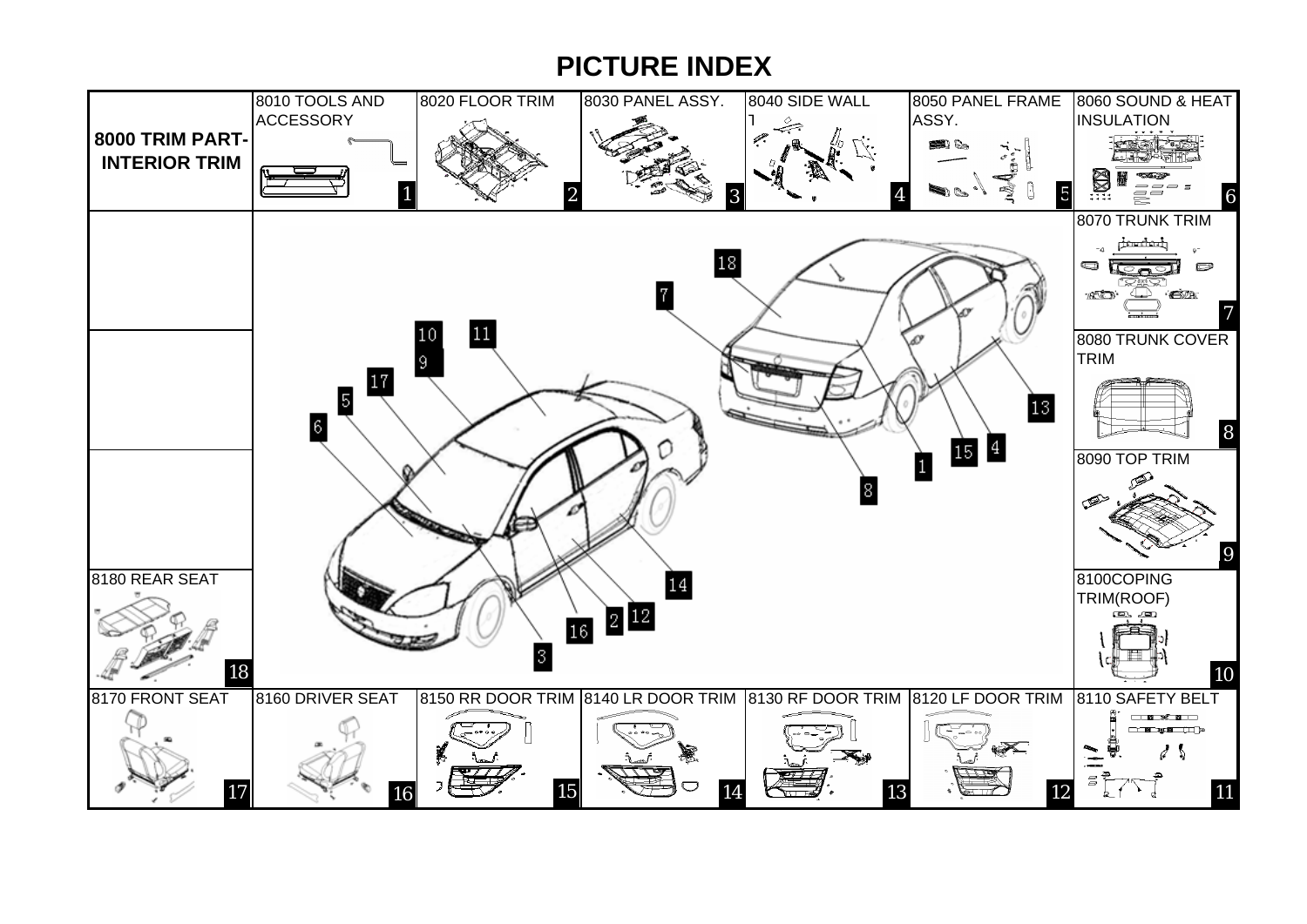# PICTURE INDEX

| 8000 TRIM PART-INTERIOR TRIM | 8010 TOOLS AND ACCESSORY 1 | 8020 FLOOR TRIM 2 | 8030 PANEL ASSY. 3 | 8040 SIDE WALL 4 | 8050 PANEL FRAME ASSY. 5 | 8060 SOUND & HEAT INSULATION 6 |
|---|---|---|---|---|---|---|
| | | | | | | 8070 TRUNK TRIM 7 |
| | | | | | | 8080 TRUNK COVER TRIM 8 |
| | | | | | | 8090 TOP TRIM 9 |
| 8180 REAR SEAT 18 | | | | | | 8100COPING TRIM(ROOF) 10 |
| 8170 FRONT SEAT 17 | 8160 DRIVER SEAT 16 | 8150 RR DOOR TRIM 15 | 8140 LR DOOR TRIM 14 | 8130 RF DOOR TRIM 13 | 8120 LF DOOR TRIM 12 | 8110 SAFETY BELT 11 |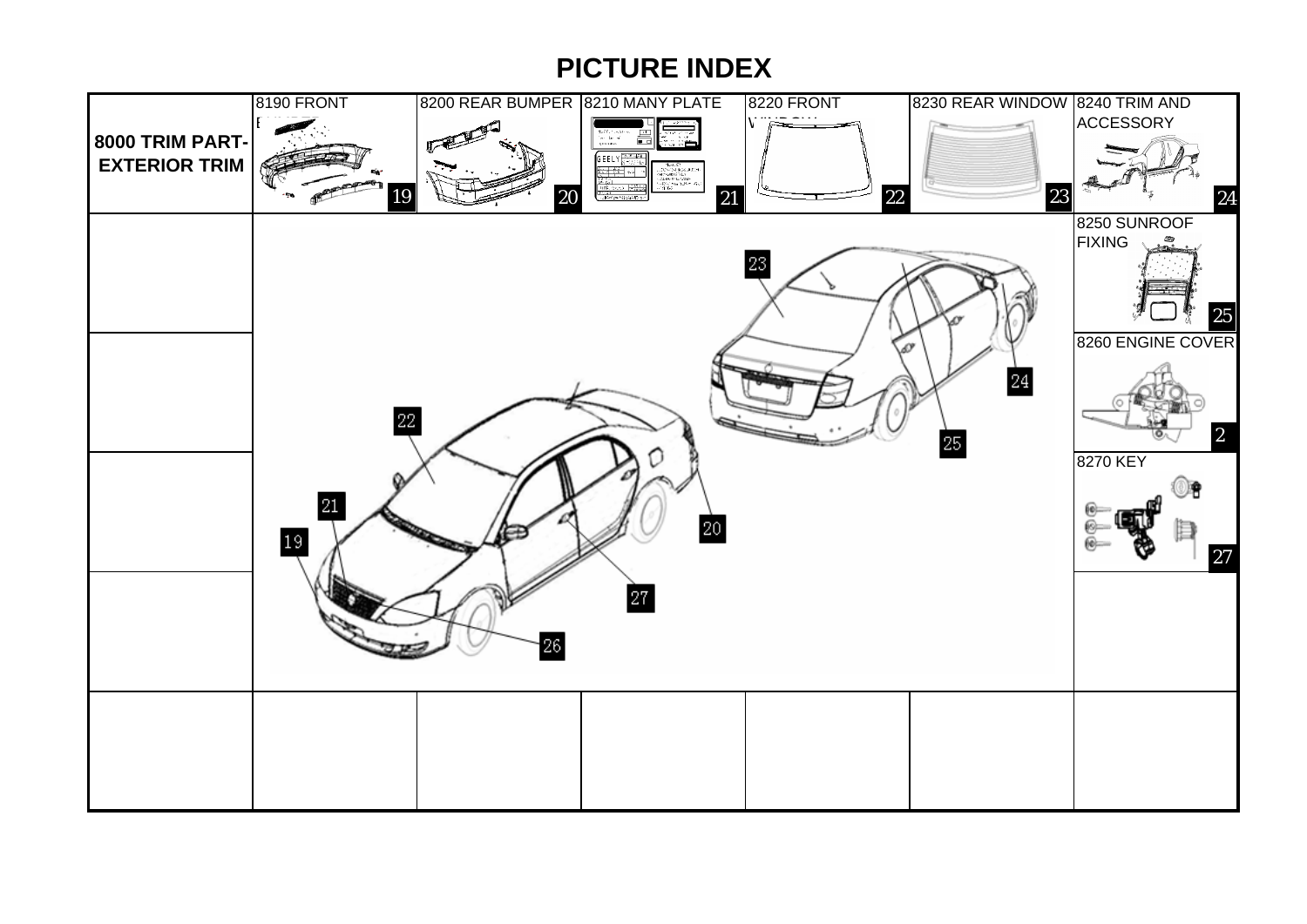# PICTURE INDEX

| | | | | | | |
|---|---|---|---|---|---|---|
| **8000 TRIM PART-EXTERIOR TRIM** | 8190 FRONT 19 | 8200 REAR BUMPER 20 | 8210 MANY PLATE 21 | 8220 FRONT 22 | 8230 REAR WINDOW 23 | 8240 TRIM AND ACCESSORY 24 |
| | | | | | | 8250 SUNROOF FIXING 25 |
| | | | | | | 8260 ENGINE COVER 2 |
| | | | | | | 8270 KEY 27 |
| | | | | | | |
| | | | | | | |

19
20
21
22
23
24
25
26
27